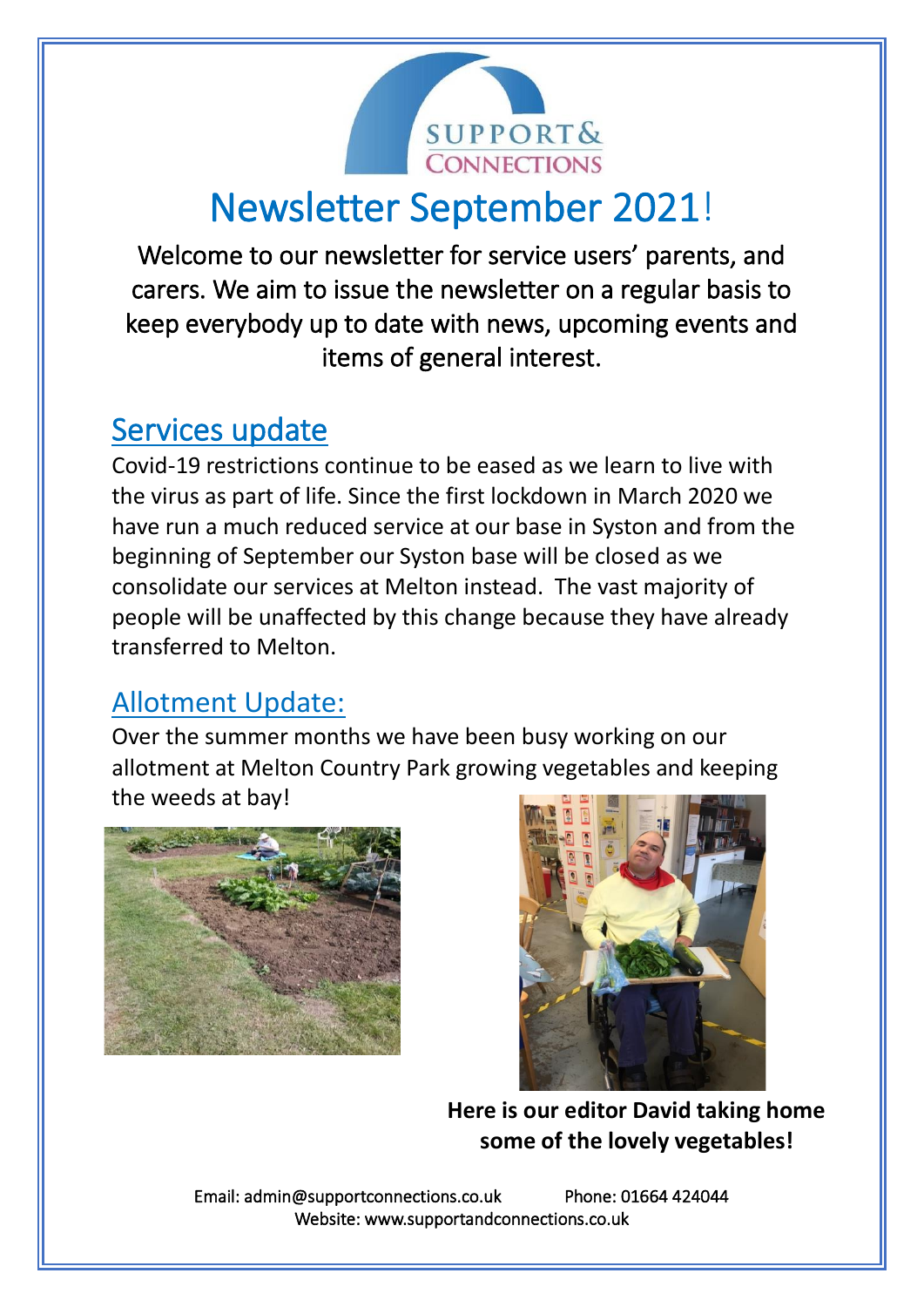# Newsletter September 2021!

Welcome to our newsletter for service users' parents, and carers. We aim to issue the newsletter on a regular basis to keep everybody up to date with news, upcoming events and items of general interest.

## Services update

Covid-19 restrictions continue to be eased as we learn to live with the virus as part of life. Since the first lockdown in March 2020 we have run a much reduced service at our base in Syston and from the beginning of September our Syston base will be closed as we consolidate our services at Melton instead. The vast majority of people will be unaffected by this change because they have already transferred to Melton.

## Allotment Update:

Over the summer months we have been busy working on our allotment at Melton Country Park growing vegetables and keeping the weeds at bay!

**Here is our editor David taking home some of the lovely vegetables!**

Email: admin@supportconnections.co.uk Phone: 01664 424044
Website: www.supportandconnections.co.uk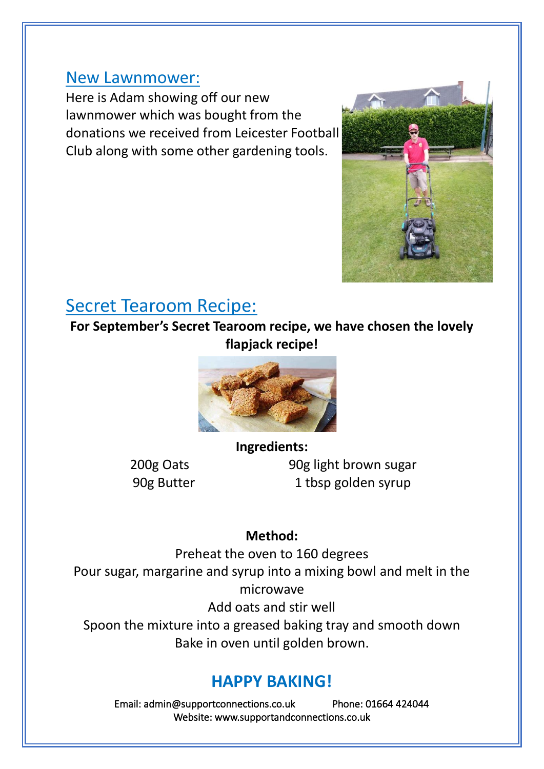## New Lawnmower:

Here is Adam showing off our new lawnmower which was bought from the donations we received from Leicester Football Club along with some other gardening tools.

## Secret Tearoom Recipe:

**For September's Secret Tearoom recipe, we have chosen the lovely flapjack recipe!**

**Ingredients:**

200g Oats

90g Butter

90g light brown sugar

1 tbsp golden syrup

**Method:**

Preheat the oven to 160 degrees

Pour sugar, margarine and syrup into a mixing bowl and melt in the microwave

Add oats and stir well

Spoon the mixture into a greased baking tray and smooth down

Bake in oven until golden brown.

## HAPPY BAKING!

Email: admin@supportconnections.co.uk Phone: 01664 424044

Website: www.supportandconnections.co.uk